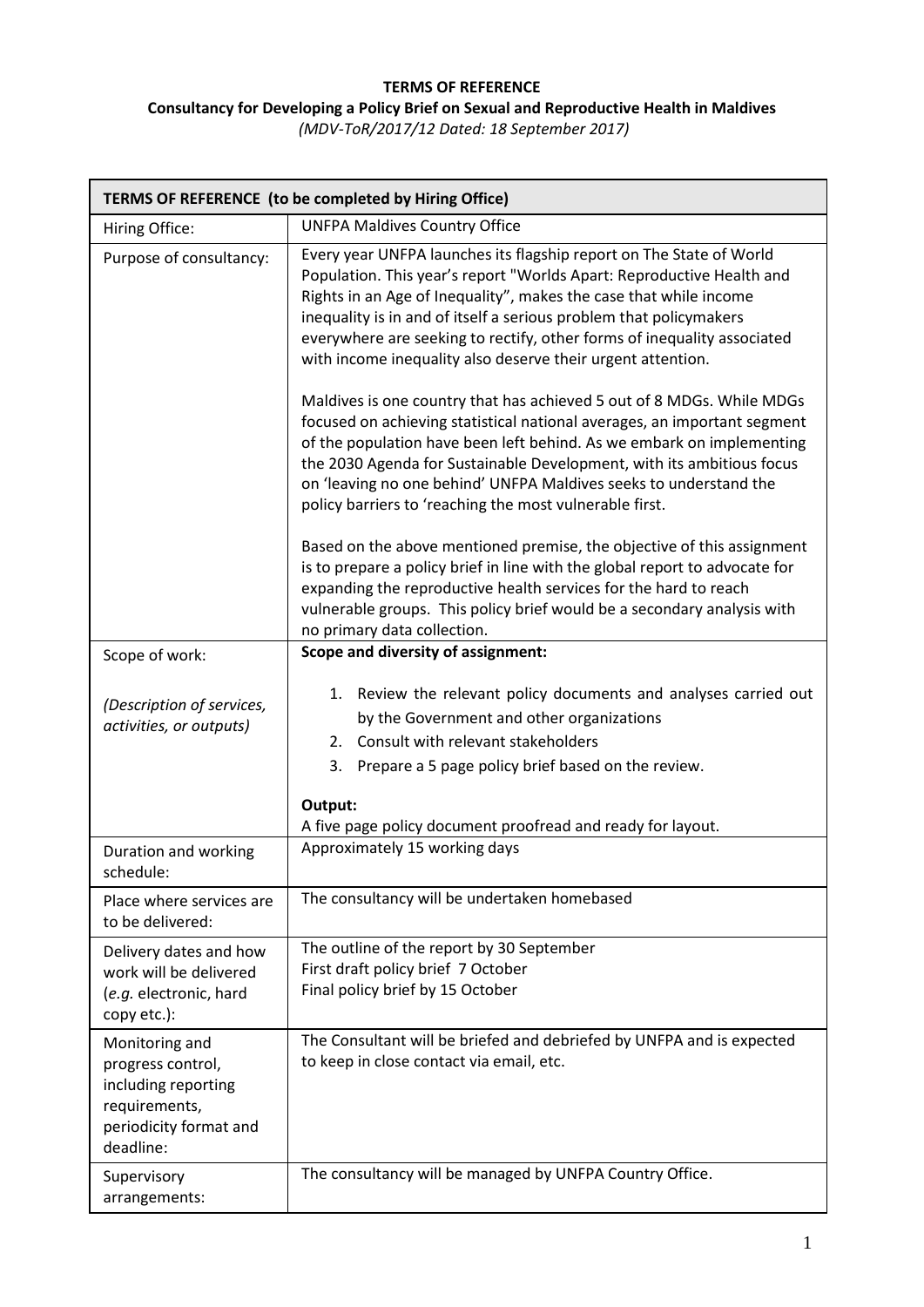**TERMS OF REFERENCE**

**Consultancy for Developing a Policy Brief on Sexual and Reproductive Health in Maldives**

*(MDV-ToR/2017/12 Dated: 18 September 2017)*

| **TERMS OF REFERENCE (to be completed by Hiring Office)** | |
|---|---|
| Hiring Office: | UNFPA Maldives Country Office |
| Purpose of consultancy: | Every year UNFPA launches its flagship report on The State of World Population. This year's report "Worlds Apart: Reproductive Health and Rights in an Age of Inequality", makes the case that while income inequality is in and of itself a serious problem that policymakers everywhere are seeking to rectify, other forms of inequality associated with income inequality also deserve their urgent attention.<br><br>Maldives is one country that has achieved 5 out of 8 MDGs. While MDGs focused on achieving statistical national averages, an important segment of the population have been left behind. As we embark on implementing the 2030 Agenda for Sustainable Development, with its ambitious focus on 'leaving no one behind' UNFPA Maldives seeks to understand the policy barriers to 'reaching the most vulnerable first.<br><br>Based on the above mentioned premise, the objective of this assignment is to prepare a policy brief in line with the global report to advocate for expanding the reproductive health services for the hard to reach vulnerable groups. This policy brief would be a secondary analysis with no primary data collection. |
| Scope of work:<br><br>*(Description of services, activities, or outputs)* | **Scope and diversity of assignment:**<br><br>1. Review the relevant policy documents and analyses carried out by the Government and other organizations<br>2. Consult with relevant stakeholders<br>3. Prepare a 5 page policy brief based on the review.<br><br>**Output:**<br>A five page policy document proofread and ready for layout. |
| Duration and working schedule: | Approximately 15 working days |
| Place where services are to be delivered: | The consultancy will be undertaken homebased |
| Delivery dates and how work will be delivered (*e.g.* electronic, hard copy etc.): | The outline of the report by 30 September<br>First draft policy brief 7 October<br>Final policy brief by 15 October |
| Monitoring and progress control, including reporting requirements, periodicity format and deadline: | The Consultant will be briefed and debriefed by UNFPA and is expected to keep in close contact via email, etc. |
| Supervisory arrangements: | The consultancy will be managed by UNFPA Country Office. |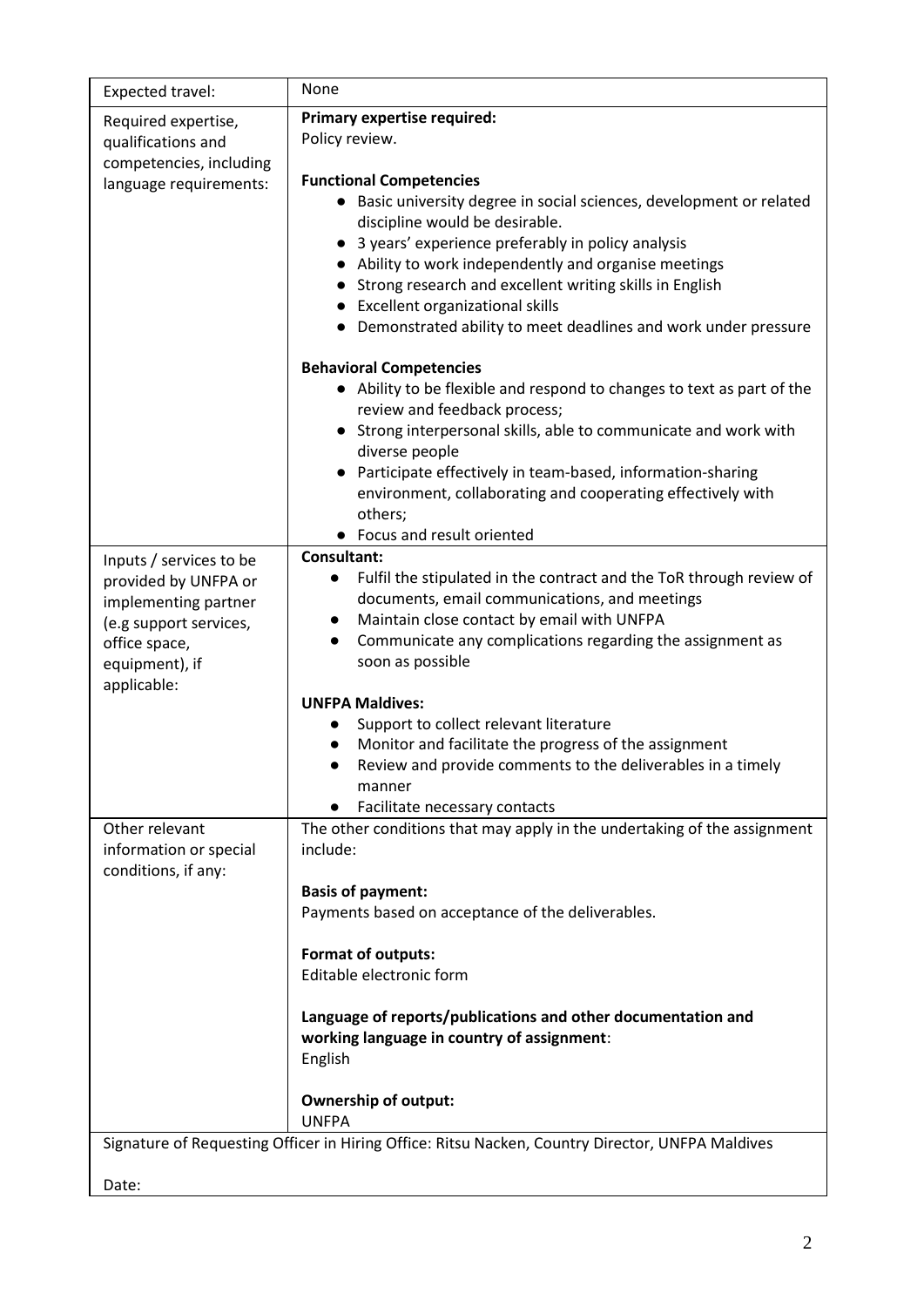| | |
|---|---|
| Expected travel: | None |
| Required expertise, qualifications and competencies, including language requirements: | **Primary expertise required:**<br>Policy review.<br><br>**Functional Competencies**<br>● Basic university degree in social sciences, development or related discipline would be desirable.<br>● 3 years' experience preferably in policy analysis<br>● Ability to work independently and organise meetings<br>● Strong research and excellent writing skills in English<br>● Excellent organizational skills<br>● Demonstrated ability to meet deadlines and work under pressure<br><br>**Behavioral Competencies**<br>● Ability to be flexible and respond to changes to text as part of the review and feedback process;<br>● Strong interpersonal skills, able to communicate and work with diverse people<br>● Participate effectively in team-based, information-sharing environment, collaborating and cooperating effectively with others;<br>● Focus and result oriented |
| Inputs / services to be provided by UNFPA or implementing partner (e.g support services, office space, equipment), if applicable: | **Consultant:**<br>● Fulfil the stipulated in the contract and the ToR through review of documents, email communications, and meetings<br>● Maintain close contact by email with UNFPA<br>● Communicate any complications regarding the assignment as soon as possible<br><br>**UNFPA Maldives:**<br>● Support to collect relevant literature<br>● Monitor and facilitate the progress of the assignment<br>● Review and provide comments to the deliverables in a timely manner<br>● Facilitate necessary contacts |
| Other relevant information or special conditions, if any: | The other conditions that may apply in the undertaking of the assignment include:<br><br>**Basis of payment:**<br>Payments based on acceptance of the deliverables.<br><br>**Format of outputs:**<br>Editable electronic form<br><br>**Language of reports/publications and other documentation and working language in country of assignment**:<br>English<br><br>**Ownership of output:**<br>UNFPA |
| Signature of Requesting Officer in Hiring Office: Ritsu Nacken, Country Director, UNFPA Maldives<br><br>Date: | |